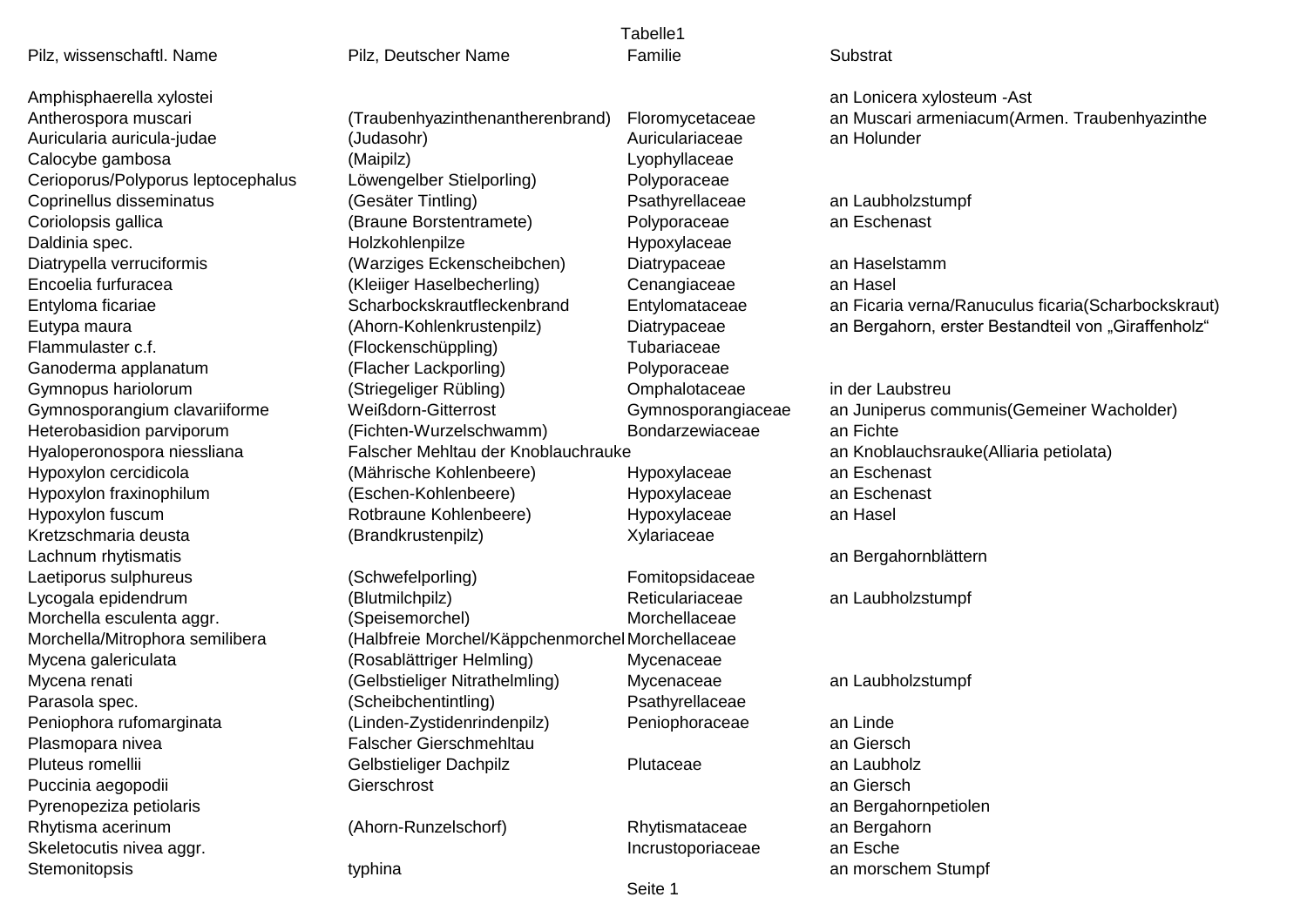Tabelle1

| Pilz, wissenschaftl. Name | Pilz, Deutscher Name | Familie | Substrat |
|---|---|---|---|
| Amphisphaerella xylostei | | | an Lonicera xylosteum -Ast |
| Antherospora muscari | (Traubenhyazinthenantherenbrand) | Floromycetaceae | an Muscari armeniacum(Armen. Traubenhyazinthe |
| Auricularia auricula-judae | (Judasohr) | Auriculariaceae | an Holunder |
| Calocybe gambosa | (Maipilz) | Lyophyllaceae | |
| Cerioporus/Polyporus leptocephalus | Löwengelber Stielporling) | Polyporaceae | |
| Coprinellus disseminatus | (Gesäter Tintling) | Psathyrellaceae | an Laubholzstumpf |
| Coriolopsis gallica | (Braune Borstentramete) | Polyporaceae | an Eschenast |
| Daldinia spec. | Holzkohlenpilze | Hypoxylaceae | |
| Diatrypella verruciformis | (Warziges Eckenscheibchen) | Diatrypaceae | an Haselstamm |
| Encoelia furfuracea | (Kleiiger Haselbecherling) | Cenangiaceae | an Hasel |
| Entyloma ficariae | Scharbockskrautfleckenbrand | Entylomataceae | an Ficaria verna/Ranuculus ficaria(Scharbockskraut) |
| Eutypa maura | (Ahorn-Kohlenkrustenpilz) | Diatrypaceae | an Bergahorn, erster Bestandteil von „Giraffenholz“ |
| Flammulaster c.f. | (Flockenschüppling) | Tubariaceae | |
| Ganoderma applanatum | (Flacher Lackporling) | Polyporaceae | |
| Gymnopus hariolorum | (Striegeliger Rübling) | Omphalotaceae | in der Laubstreu |
| Gymnosporangium clavariiforme | Weißdorn-Gitterrost | Gymnosporangiaceae | an Juniperus communis(Gemeiner Wacholder) |
| Heterobasidion parviporum | (Fichten-Wurzelschwamm) | Bondarzewiaceae | an Fichte |
| Hyaloperonospora niessliana | Falscher Mehltau der Knoblauchrauke | | an Knoblauchsrauke(Alliaria petiolata) |
| Hypoxylon cercidicola | (Mährische Kohlenbeere) | Hypoxylaceae | an Eschenast |
| Hypoxylon fraxinophilum | (Eschen-Kohlenbeere) | Hypoxylaceae | an Eschenast |
| Hypoxylon fuscum | Rotbraune Kohlenbeere) | Hypoxylaceae | an Hasel |
| Kretzschmaria deusta | (Brandkrustenpilz) | Xylariaceae | |
| Lachnum rhytismatis | | | an Bergahornblättern |
| Laetiporus sulphureus | (Schwefelporling) | Fomitopsidaceae | |
| Lycogala epidendrum | (Blutmilchpilz) | Reticulariaceae | an Laubholzstumpf |
| Morchella esculenta aggr. | (Speisemorchel) | Morchellaceae | |
| Morchella/Mitrophora semilibera | (Halbfreie Morchel/Käppchenmorchel | Morchellaceae | |
| Mycena galericulata | (Rosablättriger Helmling) | Mycenaceae | |
| Mycena renati | (Gelbstieliger Nitrathelmling) | Mycenaceae | an Laubholzstumpf |
| Parasola spec. | (Scheibchentintling) | Psathyrellaceae | |
| Peniophora rufomarginata | (Linden-Zystidenrindenpilz) | Peniophoraceae | an Linde |
| Plasmopara nivea | Falscher Gierschmehltau | | an Giersch |
| Pluteus romellii | Gelbstieliger Dachpilz | Plutaceae | an Laubholz |
| Puccinia aegopodii | Gierschrost | | an Giersch |
| Pyrenopeziza petiolaris | | | an Bergahornpetiolen |
| Rhytisma acerinum | (Ahorn-Runzelschorf) | Rhytismataceae | an Bergahorn |
| Skeletocutis nivea aggr. | | Incrustoporiaceae | an Esche |
| Stemonitopsis | typhina | | an morschem Stumpf |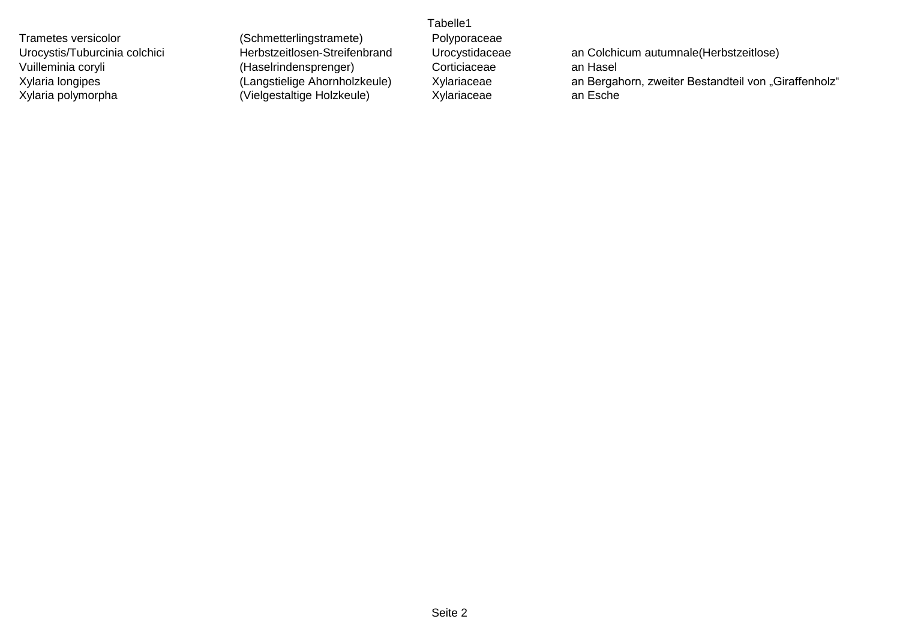| | | | |
|---|---|---|---|
| Trametes versicolor | (Schmetterlingstramete) | Polyporaceae | |
| Urocystis/Tuburcinia colchici | Herbstzeitlosen-Streifenbrand | Urocystidaceae | an Colchicum autumnale(Herbstzeitlose) |
| Vuilleminia coryli | (Haselrindensprenger) | Corticiaceae | an Hasel |
| Xylaria longipes | (Langstielige Ahornholzkeule) | Xylariaceae | an Bergahorn, zweiter Bestandteil von „Giraffenholz“ |
| Xylaria polymorpha | (Vielgestaltige Holzkeule) | Xylariaceae | an Esche |